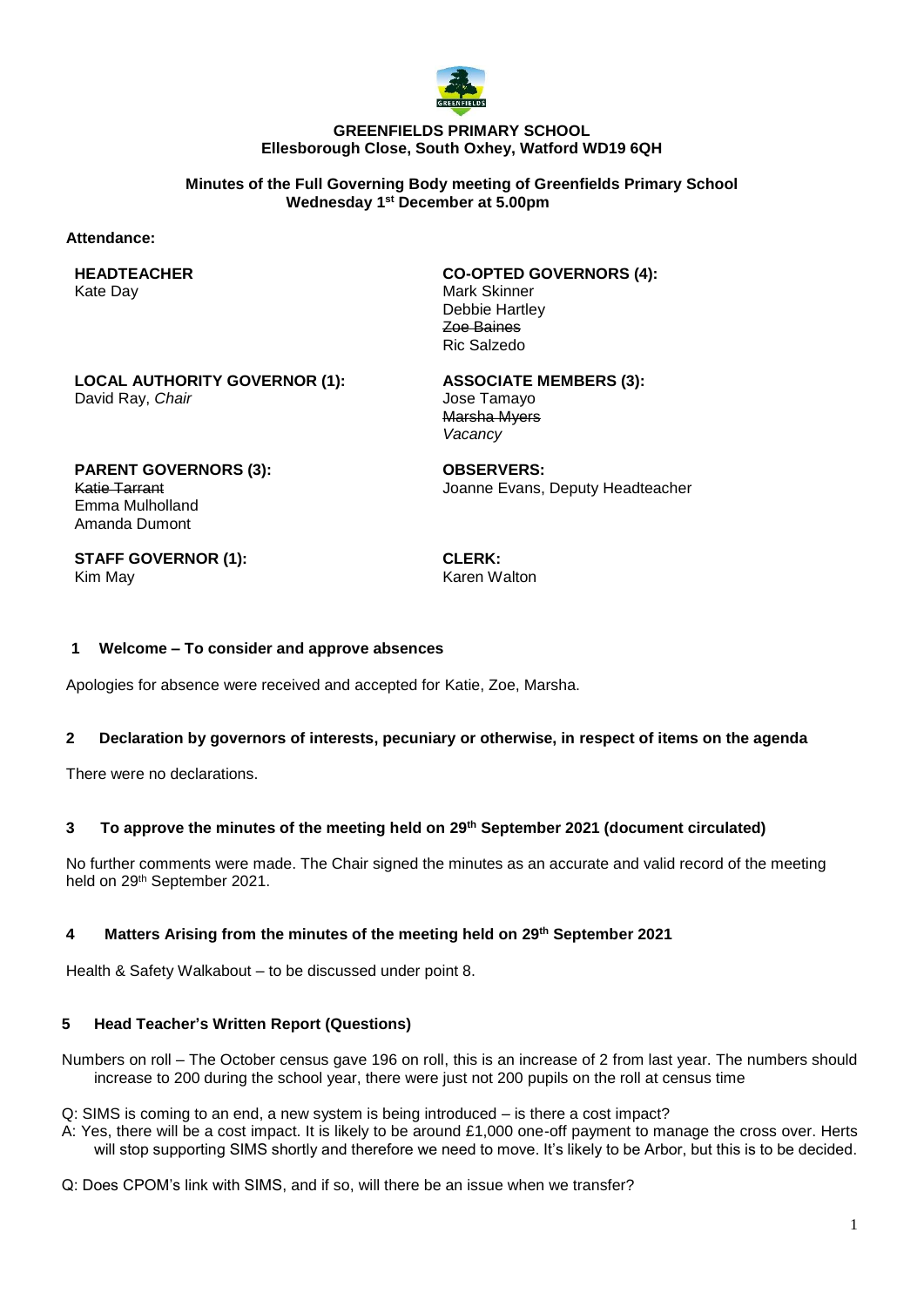**GREENFIELDS PRIMARY SCHOOL**
**Ellesborough Close, South Oxhey, Watford WD19 6QH**

**Minutes of the Full Governing Body meeting of Greenfields Primary School**
**Wednesday 1st December at 5.00pm**

**Attendance:**

**HEADTEACHER**
Kate Day

**CO-OPTED GOVERNORS (4):**
Mark Skinner
Debbie Hartley
~~Zoe Baines~~
Ric Salzedo

**LOCAL AUTHORITY GOVERNOR (1):**
David Ray, *Chair*

**ASSOCIATE MEMBERS (3):**
Jose Tamayo
~~Marsha Myers~~
*Vacancy*

**PARENT GOVERNORS (3):**
~~Katie Tarrant~~
Emma Mulholland
Amanda Dumont

**OBSERVERS:**
Joanne Evans, Deputy Headteacher

**STAFF GOVERNOR (1):**
Kim May

**CLERK:**
Karen Walton

### 1 Welcome – To consider and approve absences

Apologies for absence were received and accepted for Katie, Zoe, Marsha.

### 2 Declaration by governors of interests, pecuniary or otherwise, in respect of items on the agenda

There were no declarations.

### 3 To approve the minutes of the meeting held on 29th September 2021 (document circulated)

No further comments were made. The Chair signed the minutes as an accurate and valid record of the meeting held on 29th September 2021.

### 4 Matters Arising from the minutes of the meeting held on 29th September 2021

Health & Safety Walkabout – to be discussed under point 8.

### 5 Head Teacher's Written Report (Questions)

Numbers on roll – The October census gave 196 on roll, this is an increase of 2 from last year. The numbers should increase to 200 during the school year, there were just not 200 pupils on the roll at census time

Q: SIMS is coming to an end, a new system is being introduced – is there a cost impact?
A: Yes, there will be a cost impact. It is likely to be around £1,000 one-off payment to manage the cross over. Herts will stop supporting SIMS shortly and therefore we need to move. It's likely to be Arbor, but this is to be decided.

Q: Does CPOM's link with SIMS, and if so, will there be an issue when we transfer?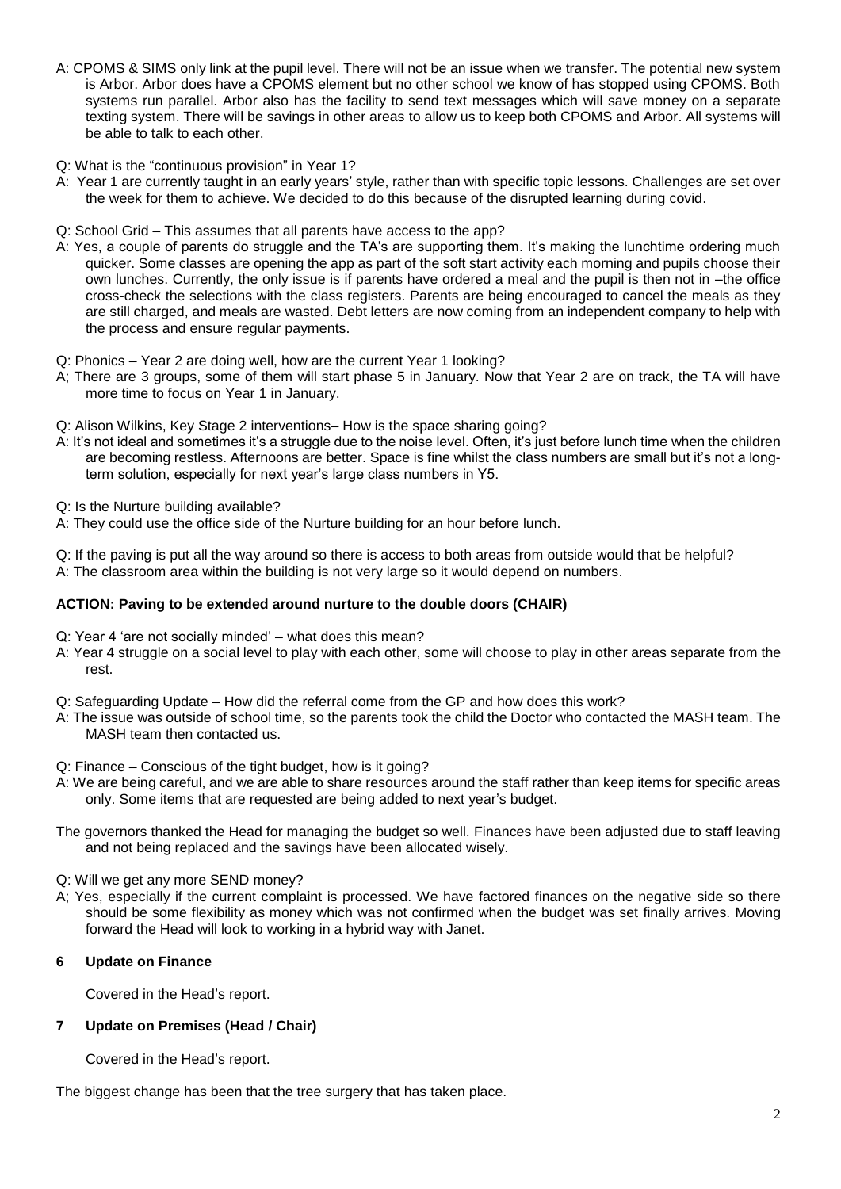A: CPOMS & SIMS only link at the pupil level. There will not be an issue when we transfer. The potential new system is Arbor. Arbor does have a CPOMS element but no other school we know of has stopped using CPOMS. Both systems run parallel. Arbor also has the facility to send text messages which will save money on a separate texting system. There will be savings in other areas to allow us to keep both CPOMS and Arbor. All systems will be able to talk to each other.

Q: What is the "continuous provision" in Year 1?
A: Year 1 are currently taught in an early years' style, rather than with specific topic lessons. Challenges are set over the week for them to achieve. We decided to do this because of the disrupted learning during covid.

Q: School Grid – This assumes that all parents have access to the app?
A: Yes, a couple of parents do struggle and the TA's are supporting them. It's making the lunchtime ordering much quicker. Some classes are opening the app as part of the soft start activity each morning and pupils choose their own lunches. Currently, the only issue is if parents have ordered a meal and the pupil is then not in –the office cross-check the selections with the class registers. Parents are being encouraged to cancel the meals as they are still charged, and meals are wasted. Debt letters are now coming from an independent company to help with the process and ensure regular payments.

Q: Phonics – Year 2 are doing well, how are the current Year 1 looking?
A; There are 3 groups, some of them will start phase 5 in January. Now that Year 2 are on track, the TA will have more time to focus on Year 1 in January.

Q: Alison Wilkins, Key Stage 2 interventions– How is the space sharing going?
A: It's not ideal and sometimes it's a struggle due to the noise level. Often, it's just before lunch time when the children are becoming restless. Afternoons are better. Space is fine whilst the class numbers are small but it's not a long-term solution, especially for next year's large class numbers in Y5.

Q: Is the Nurture building available?
A: They could use the office side of the Nurture building for an hour before lunch.

Q: If the paving is put all the way around so there is access to both areas from outside would that be helpful?
A: The classroom area within the building is not very large so it would depend on numbers.

**ACTION: Paving to be extended around nurture to the double doors (CHAIR)**

Q: Year 4 'are not socially minded' – what does this mean?
A: Year 4 struggle on a social level to play with each other, some will choose to play in other areas separate from the rest.

Q: Safeguarding Update – How did the referral come from the GP and how does this work?
A: The issue was outside of school time, so the parents took the child the Doctor who contacted the MASH team. The MASH team then contacted us.

Q: Finance – Conscious of the tight budget, how is it going?
A: We are being careful, and we are able to share resources around the staff rather than keep items for specific areas only. Some items that are requested are being added to next year's budget.

The governors thanked the Head for managing the budget so well. Finances have been adjusted due to staff leaving and not being replaced and the savings have been allocated wisely.

Q: Will we get any more SEND money?
A; Yes, especially if the current complaint is processed. We have factored finances on the negative side so there should be some flexibility as money which was not confirmed when the budget was set finally arrives. Moving forward the Head will look to working in a hybrid way with Janet.

## 6 Update on Finance

Covered in the Head's report.

## 7 Update on Premises (Head / Chair)

Covered in the Head's report.

The biggest change has been that the tree surgery that has taken place.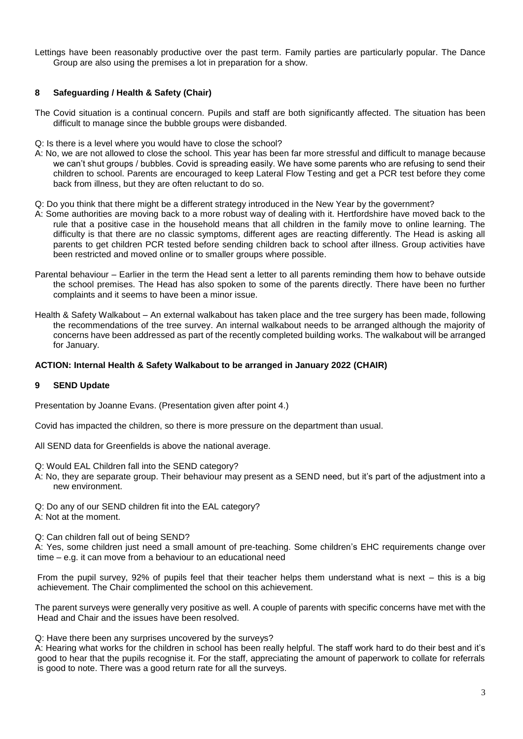Lettings have been reasonably productive over the past term. Family parties are particularly popular. The Dance Group are also using the premises a lot in preparation for a show.

## 8 Safeguarding / Health & Safety (Chair)

The Covid situation is a continual concern. Pupils and staff are both significantly affected. The situation has been difficult to manage since the bubble groups were disbanded.

Q: Is there is a level where you would have to close the school?

A: No, we are not allowed to close the school. This year has been far more stressful and difficult to manage because we can't shut groups / bubbles. Covid is spreading easily. We have some parents who are refusing to send their children to school. Parents are encouraged to keep Lateral Flow Testing and get a PCR test before they come back from illness, but they are often reluctant to do so.

Q: Do you think that there might be a different strategy introduced in the New Year by the government?

A: Some authorities are moving back to a more robust way of dealing with it. Hertfordshire have moved back to the rule that a positive case in the household means that all children in the family move to online learning. The difficulty is that there are no classic symptoms, different ages are reacting differently. The Head is asking all parents to get children PCR tested before sending children back to school after illness. Group activities have been restricted and moved online or to smaller groups where possible.

Parental behaviour – Earlier in the term the Head sent a letter to all parents reminding them how to behave outside the school premises. The Head has also spoken to some of the parents directly. There have been no further complaints and it seems to have been a minor issue.

Health & Safety Walkabout – An external walkabout has taken place and the tree surgery has been made, following the recommendations of the tree survey. An internal walkabout needs to be arranged although the majority of concerns have been addressed as part of the recently completed building works. The walkabout will be arranged for January.

**ACTION: Internal Health & Safety Walkabout to be arranged in January 2022 (CHAIR)**

## 9 SEND Update

Presentation by Joanne Evans. (Presentation given after point 4.)

Covid has impacted the children, so there is more pressure on the department than usual.

All SEND data for Greenfields is above the national average.

Q: Would EAL Children fall into the SEND category?

A: No, they are separate group. Their behaviour may present as a SEND need, but it's part of the adjustment into a new environment.

Q: Do any of our SEND children fit into the EAL category?

A: Not at the moment.

Q: Can children fall out of being SEND?

A: Yes, some children just need a small amount of pre-teaching. Some children's EHC requirements change over time – e.g. it can move from a behaviour to an educational need

From the pupil survey, 92% of pupils feel that their teacher helps them understand what is next – this is a big achievement. The Chair complimented the school on this achievement.

The parent surveys were generally very positive as well. A couple of parents with specific concerns have met with the Head and Chair and the issues have been resolved.

Q: Have there been any surprises uncovered by the surveys?

A: Hearing what works for the children in school has been really helpful. The staff work hard to do their best and it's good to hear that the pupils recognise it. For the staff, appreciating the amount of paperwork to collate for referrals is good to note. There was a good return rate for all the surveys.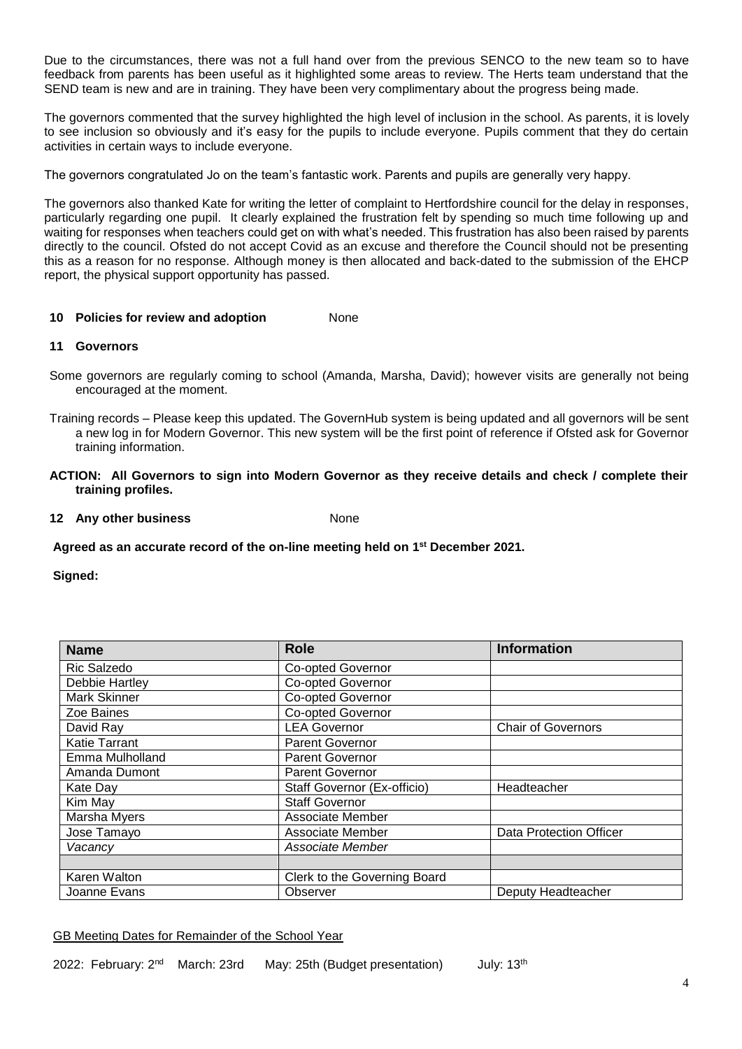Due to the circumstances, there was not a full hand over from the previous SENCO to the new team so to have feedback from parents has been useful as it highlighted some areas to review. The Herts team understand that the SEND team is new and are in training. They have been very complimentary about the progress being made.

The governors commented that the survey highlighted the high level of inclusion in the school. As parents, it is lovely to see inclusion so obviously and it's easy for the pupils to include everyone. Pupils comment that they do certain activities in certain ways to include everyone.

The governors congratulated Jo on the team's fantastic work. Parents and pupils are generally very happy.

The governors also thanked Kate for writing the letter of complaint to Hertfordshire council for the delay in responses, particularly regarding one pupil. It clearly explained the frustration felt by spending so much time following up and waiting for responses when teachers could get on with what's needed. This frustration has also been raised by parents directly to the council. Ofsted do not accept Covid as an excuse and therefore the Council should not be presenting this as a reason for no response. Although money is then allocated and back-dated to the submission of the EHCP report, the physical support opportunity has passed.

**10 Policies for review and adoption** None

**11 Governors**

Some governors are regularly coming to school (Amanda, Marsha, David); however visits are generally not being encouraged at the moment.

Training records – Please keep this updated. The GovernHub system is being updated and all governors will be sent a new log in for Modern Governor. This new system will be the first point of reference if Ofsted ask for Governor training information.

**ACTION: All Governors to sign into Modern Governor as they receive details and check / complete their training profiles.**

**12 Any other business** None

**Agreed as an accurate record of the on-line meeting held on 1st December 2021.**

**Signed:**

| Name | Role | Information |
|---|---|---|
| Ric Salzedo | Co-opted Governor | |
| Debbie Hartley | Co-opted Governor | |
| Mark Skinner | Co-opted Governor | |
| Zoe Baines | Co-opted Governor | |
| David Ray | LEA Governor | Chair of Governors |
| Katie Tarrant | Parent Governor | |
| Emma Mulholland | Parent Governor | |
| Amanda Dumont | Parent Governor | |
| Kate Day | Staff Governor (Ex-officio) | Headteacher |
| Kim May | Staff Governor | |
| Marsha Myers | Associate Member | |
| Jose Tamayo | Associate Member | Data Protection Officer |
| *Vacancy* | *Associate Member* | |
| | | |
| Karen Walton | Clerk to the Governing Board | |
| Joanne Evans | Observer | Deputy Headteacher |

GB Meeting Dates for Remainder of the School Year

2022: February: 2nd March: 23rd May: 25th (Budget presentation) July: 13th